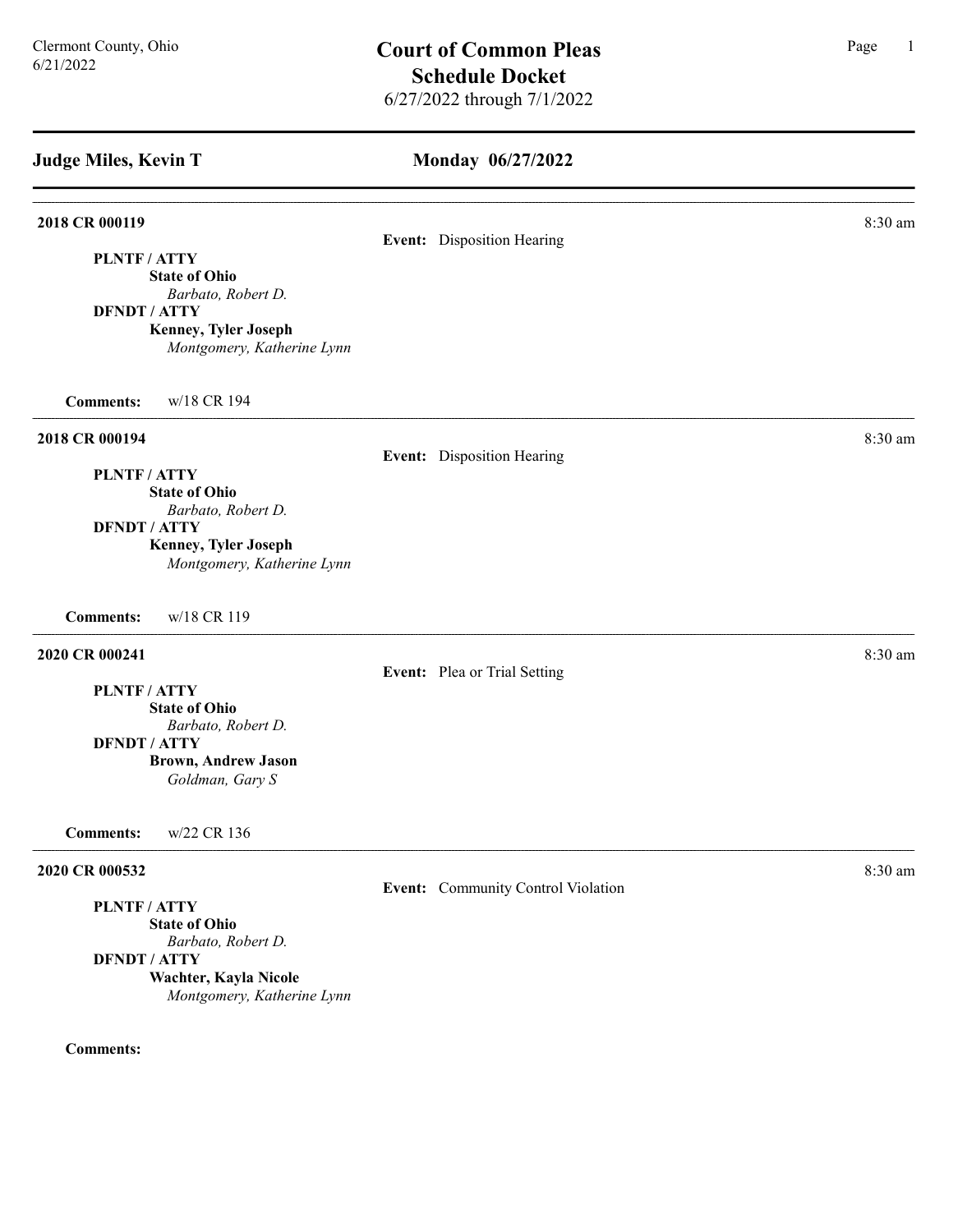Clermont County, Ohio
6/21/2022

# Court of Common Pleas
## Schedule Docket
6/27/2022 through 7/1/2022

---

## Judge Miles, Kevin T — Monday 06/27/2022

---

**2018 CR 000119** — 8:30 am

**Event:** Disposition Hearing

**PLNTF / ATTY**
**State of Ohio**
*Barbato, Robert D.*
**DFNDT / ATTY**
**Kenney, Tyler Joseph**
*Montgomery, Katherine Lynn*

**Comments:** w/18 CR 194

---

**2018 CR 000194** — 8:30 am

**Event:** Disposition Hearing

**PLNTF / ATTY**
**State of Ohio**
*Barbato, Robert D.*
**DFNDT / ATTY**
**Kenney, Tyler Joseph**
*Montgomery, Katherine Lynn*

**Comments:** w/18 CR 119

---

**2020 CR 000241** — 8:30 am

**Event:** Plea or Trial Setting

**PLNTF / ATTY**
**State of Ohio**
*Barbato, Robert D.*
**DFNDT / ATTY**
**Brown, Andrew Jason**
*Goldman, Gary S*

**Comments:** w/22 CR 136

---

**2020 CR 000532** — 8:30 am

**Event:** Community Control Violation

**PLNTF / ATTY**
**State of Ohio**
*Barbato, Robert D.*
**DFNDT / ATTY**
**Wachter, Kayla Nicole**
*Montgomery, Katherine Lynn*

**Comments:**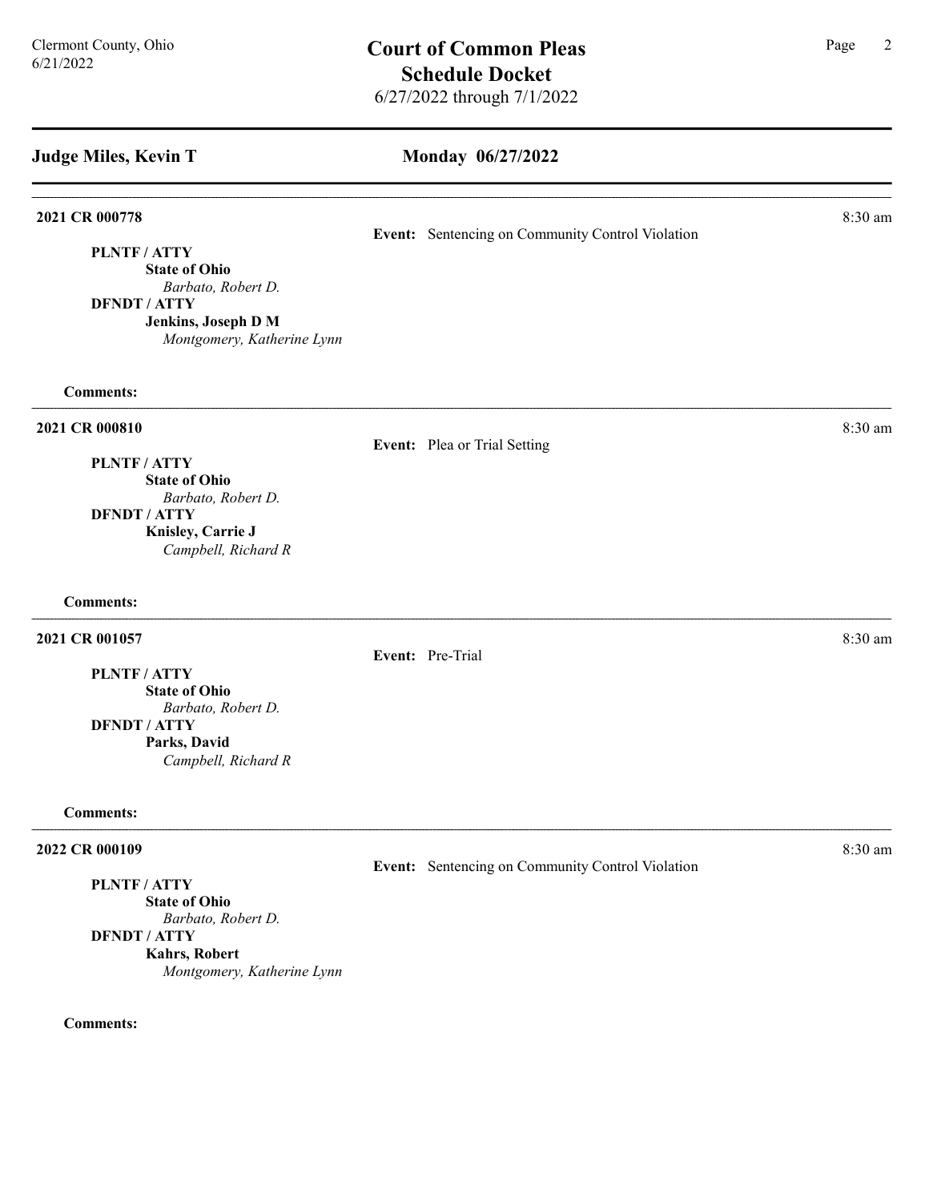## Judge Miles, Kevin T

## Monday 06/27/2022

---

**2021 CR 000778** — 8:30 am

**Event:** Sentencing on Community Control Violation

**PLNTF / ATTY**
**State of Ohio**
*Barbato, Robert D.*
**DFNDT / ATTY**
**Jenkins, Joseph D M**
*Montgomery, Katherine Lynn*

**Comments:**

---

**2021 CR 000810** — 8:30 am

**Event:** Plea or Trial Setting

**PLNTF / ATTY**
**State of Ohio**
*Barbato, Robert D.*
**DFNDT / ATTY**
**Knisley, Carrie J**
*Campbell, Richard R*

**Comments:**

---

**2021 CR 001057** — 8:30 am

**Event:** Pre-Trial

**PLNTF / ATTY**
**State of Ohio**
*Barbato, Robert D.*
**DFNDT / ATTY**
**Parks, David**
*Campbell, Richard R*

**Comments:**

---

**2022 CR 000109** — 8:30 am

**Event:** Sentencing on Community Control Violation

**PLNTF / ATTY**
**State of Ohio**
*Barbato, Robert D.*
**DFNDT / ATTY**
**Kahrs, Robert**
*Montgomery, Katherine Lynn*

**Comments:**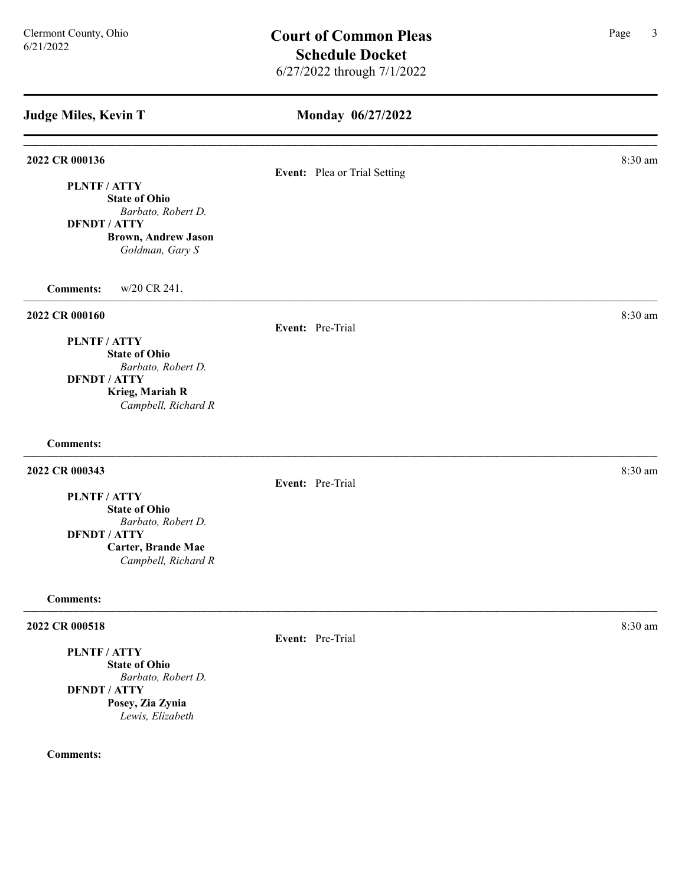Clermont County, Ohio
6/21/2022

# Court of Common Pleas
## Schedule Docket
6/27/2022 through 7/1/2022

## Judge Miles, Kevin T — Monday 06/27/2022

---

**2022 CR 000136** — 8:30 am

**Event:** Plea or Trial Setting

**PLNTF / ATTY**
**State of Ohio**
*Barbato, Robert D.*
**DFNDT / ATTY**
**Brown, Andrew Jason**
*Goldman, Gary S*

**Comments:** w/20 CR 241.

---

**2022 CR 000160** — 8:30 am

**Event:** Pre-Trial

**PLNTF / ATTY**
**State of Ohio**
*Barbato, Robert D.*
**DFNDT / ATTY**
**Krieg, Mariah R**
*Campbell, Richard R*

**Comments:**

---

**2022 CR 000343** — 8:30 am

**Event:** Pre-Trial

**PLNTF / ATTY**
**State of Ohio**
*Barbato, Robert D.*
**DFNDT / ATTY**
**Carter, Brande Mae**
*Campbell, Richard R*

**Comments:**

---

**2022 CR 000518** — 8:30 am

**Event:** Pre-Trial

**PLNTF / ATTY**
**State of Ohio**
*Barbato, Robert D.*
**DFNDT / ATTY**
**Posey, Zia Zynia**
*Lewis, Elizabeth*

**Comments:**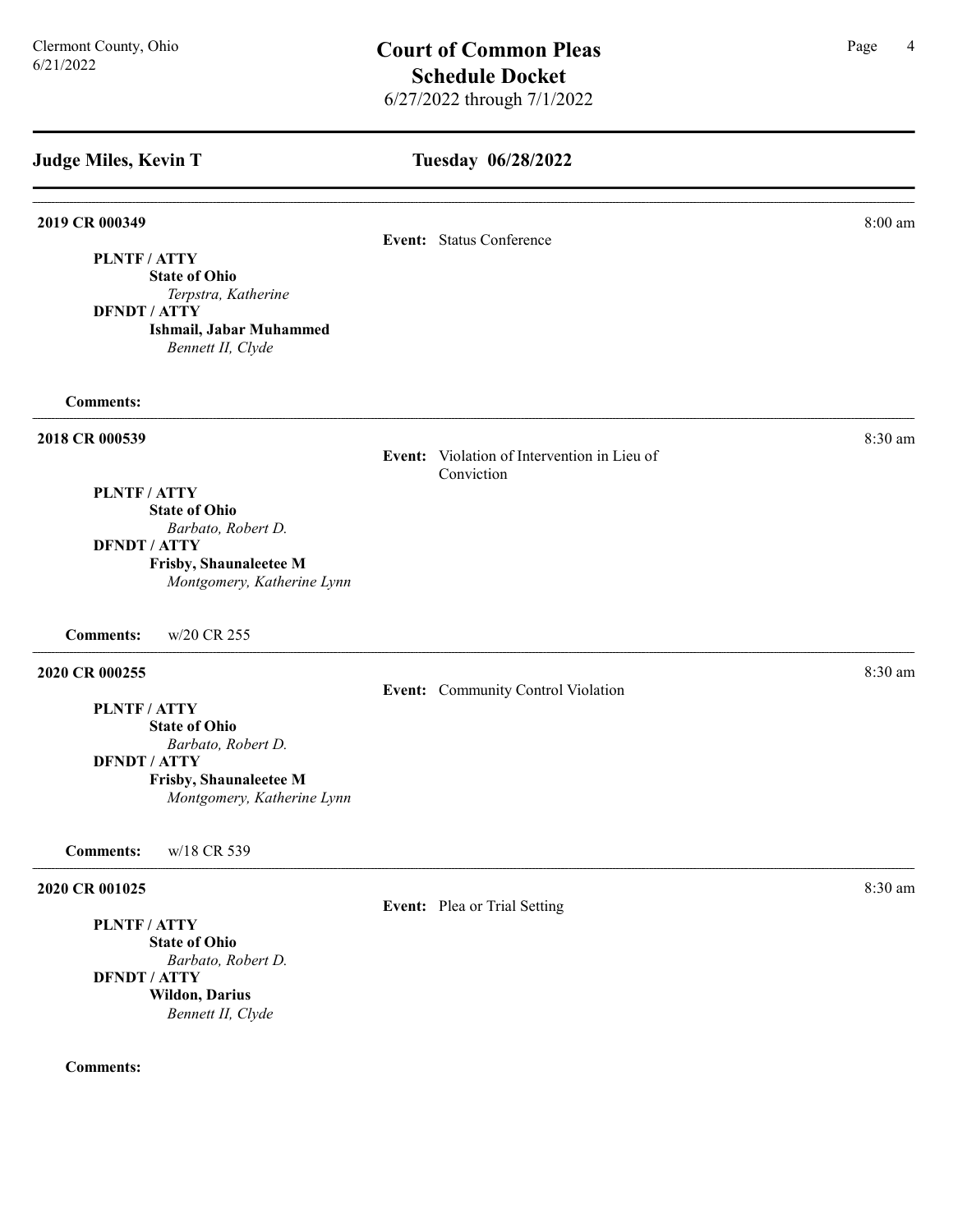## Judge Miles, Kevin T

### Tuesday 06/28/2022

---

**2019 CR 000349** — 8:00 am

**Event:** Status Conference

**PLNTF / ATTY**
**State of Ohio**
*Terpstra, Katherine*

**DFNDT / ATTY**
**Ishmail, Jabar Muhammed**
*Bennett II, Clyde*

**Comments:**

---

**2018 CR 000539** — 8:30 am

**Event:** Violation of Intervention in Lieu of Conviction

**PLNTF / ATTY**
**State of Ohio**
*Barbato, Robert D.*

**DFNDT / ATTY**
**Frisby, Shaunaleetee M**
*Montgomery, Katherine Lynn*

**Comments:** w/20 CR 255

---

**2020 CR 000255** — 8:30 am

**Event:** Community Control Violation

**PLNTF / ATTY**
**State of Ohio**
*Barbato, Robert D.*

**DFNDT / ATTY**
**Frisby, Shaunaleetee M**
*Montgomery, Katherine Lynn*

**Comments:** w/18 CR 539

---

**2020 CR 001025** — 8:30 am

**Event:** Plea or Trial Setting

**PLNTF / ATTY**
**State of Ohio**
*Barbato, Robert D.*

**DFNDT / ATTY**
**Wildon, Darius**
*Bennett II, Clyde*

**Comments:**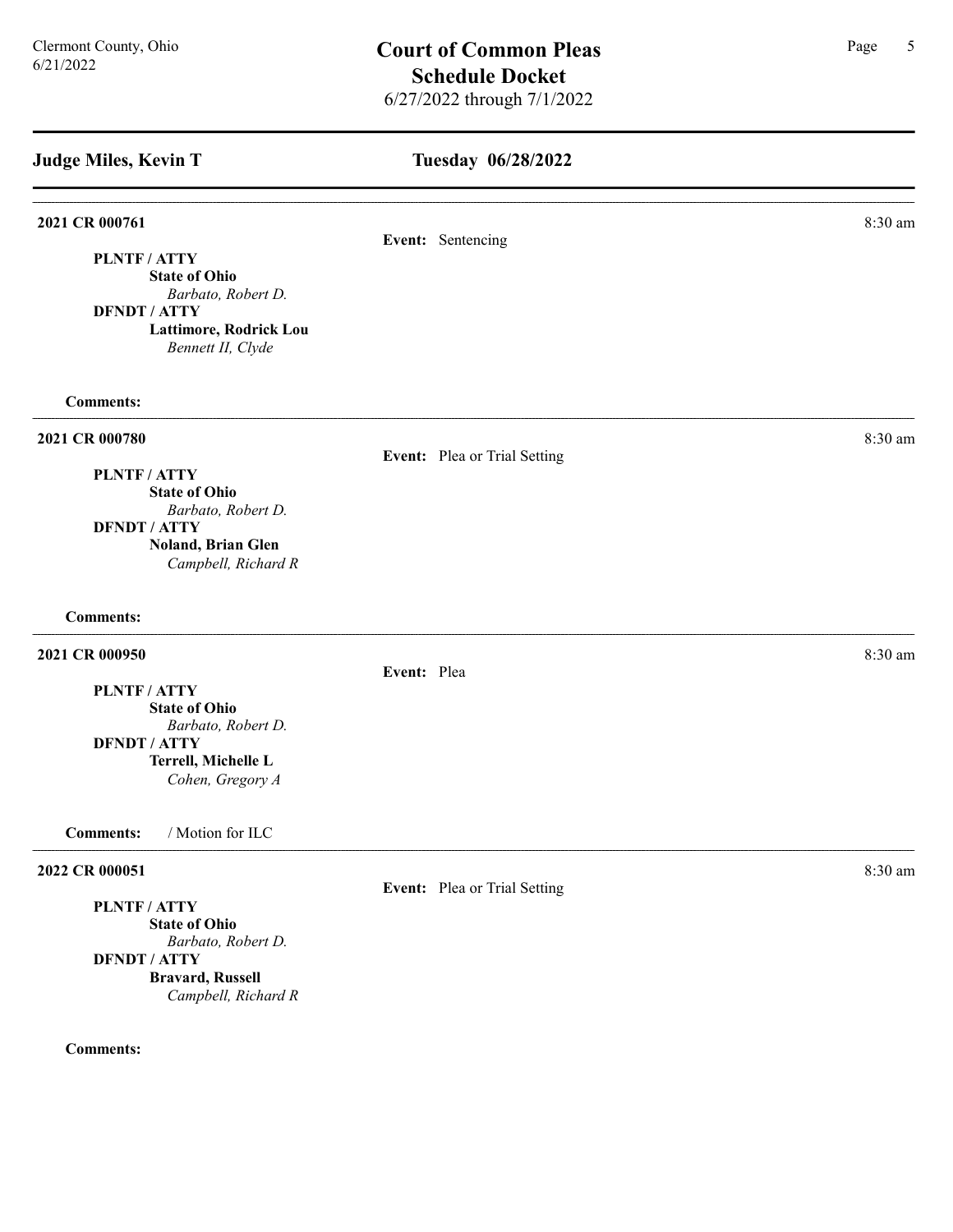## Judge Miles, Kevin T

## Tuesday 06/28/2022

---

**2021 CR 000761** — 8:30 am

**Event:** Sentencing

**PLNTF / ATTY**
**State of Ohio**
*Barbato, Robert D.*
**DFNDT / ATTY**
**Lattimore, Rodrick Lou**
*Bennett II, Clyde*

**Comments:**

---

**2021 CR 000780** — 8:30 am

**Event:** Plea or Trial Setting

**PLNTF / ATTY**
**State of Ohio**
*Barbato, Robert D.*
**DFNDT / ATTY**
**Noland, Brian Glen**
*Campbell, Richard R*

**Comments:**

---

**2021 CR 000950** — 8:30 am

**Event:** Plea

**PLNTF / ATTY**
**State of Ohio**
*Barbato, Robert D.*
**DFNDT / ATTY**
**Terrell, Michelle L**
*Cohen, Gregory A*

**Comments:** / Motion for ILC

---

**2022 CR 000051** — 8:30 am

**Event:** Plea or Trial Setting

**PLNTF / ATTY**
**State of Ohio**
*Barbato, Robert D.*
**DFNDT / ATTY**
**Bravard, Russell**
*Campbell, Richard R*

**Comments:**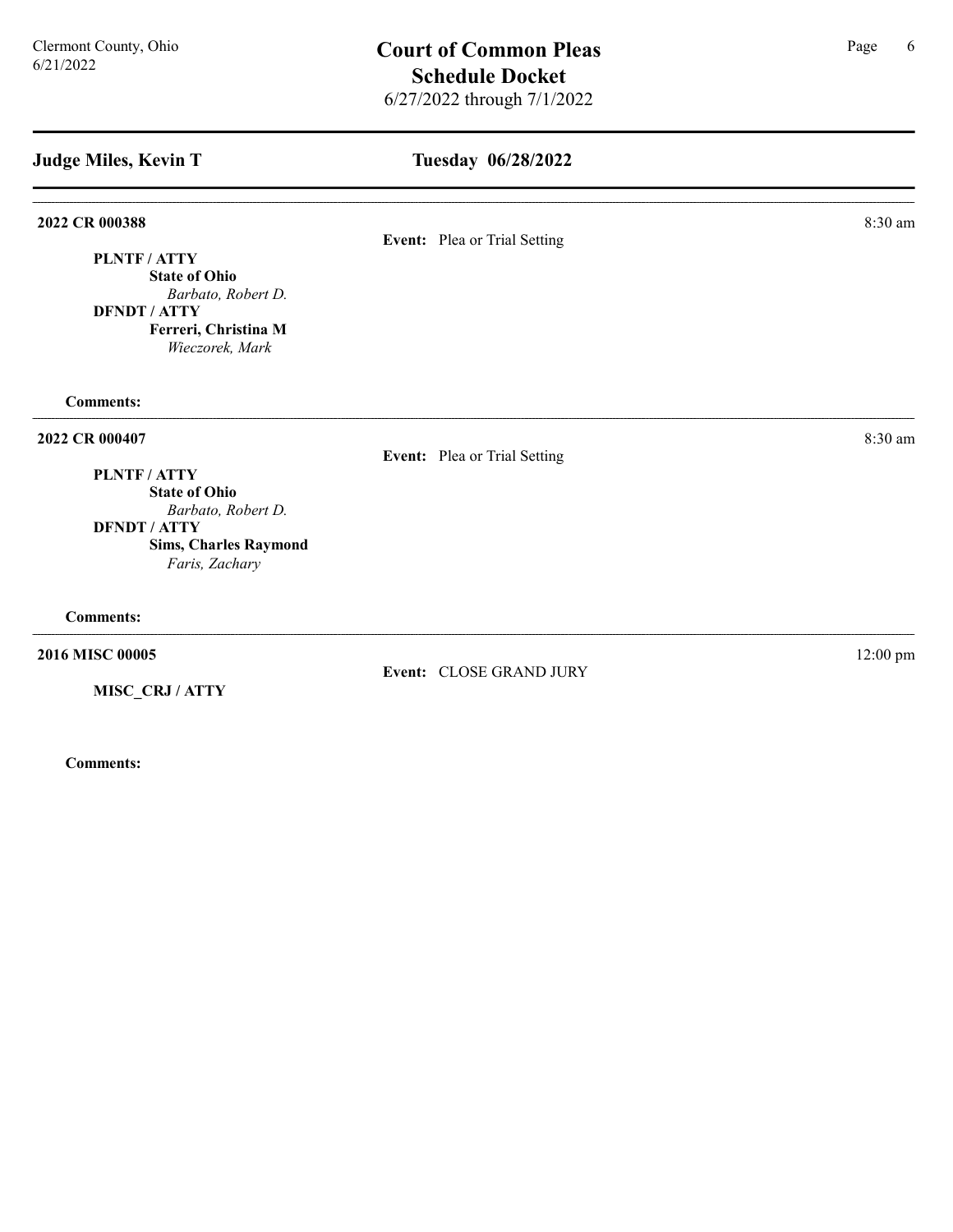## Judge Miles, Kevin T

## Tuesday 06/28/2022

---

**2022 CR 000388** 8:30 am

**Event:** Plea or Trial Setting

**PLNTF / ATTY**
**State of Ohio**
*Barbato, Robert D.*
**DFNDT / ATTY**
**Ferreri, Christina M**
*Wieczorek, Mark*

**Comments:**

---

**2022 CR 000407** 8:30 am

**Event:** Plea or Trial Setting

**PLNTF / ATTY**
**State of Ohio**
*Barbato, Robert D.*
**DFNDT / ATTY**
**Sims, Charles Raymond**
*Faris, Zachary*

**Comments:**

---

**2016 MISC 00005** 12:00 pm

**Event:** CLOSE GRAND JURY

**MISC_CRJ / ATTY**

**Comments:**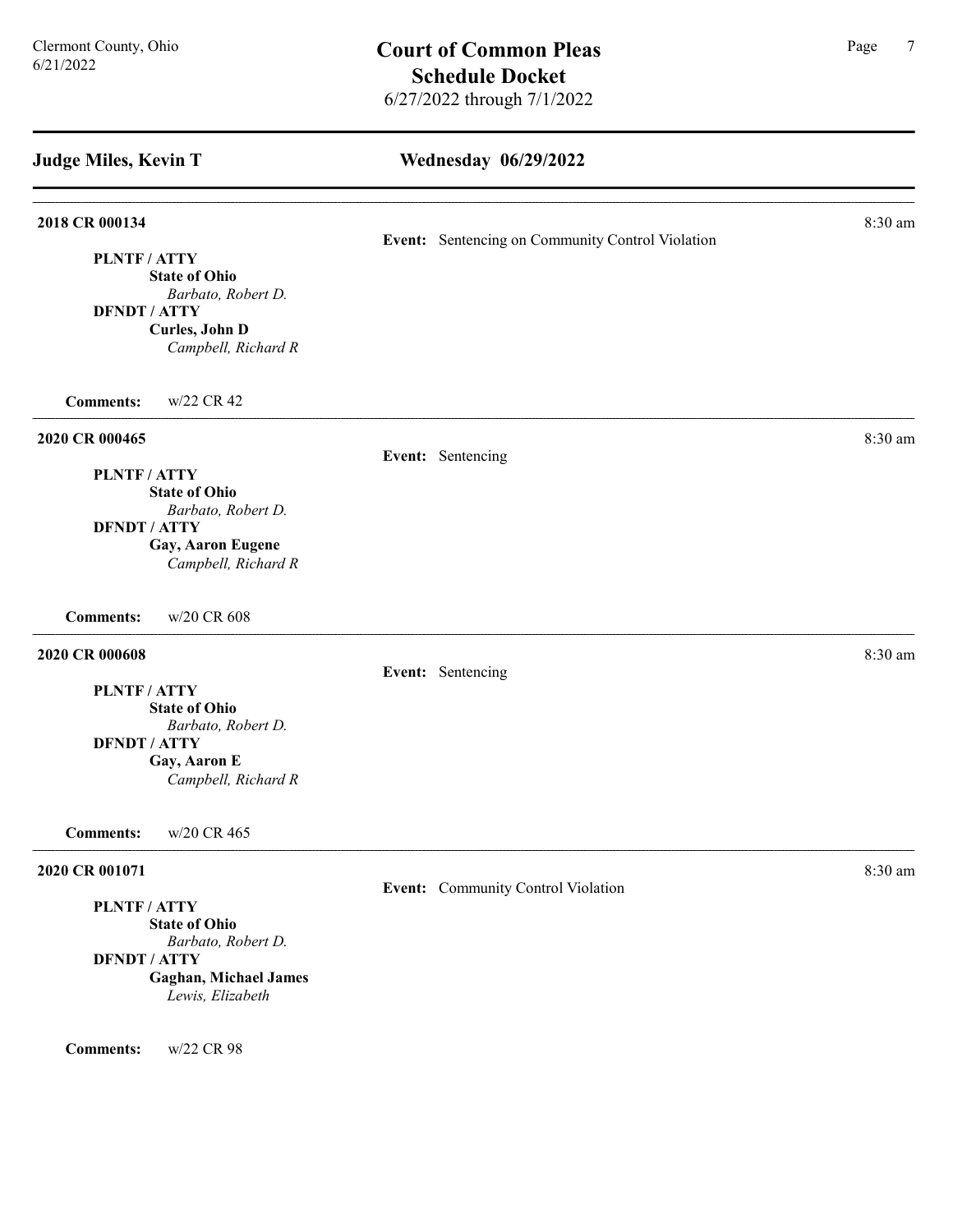## Judge Miles, Kevin T

## Wednesday 06/29/2022

---

**2018 CR 000134** — 8:30 am

**Event:** Sentencing on Community Control Violation

**PLNTF / ATTY**
**State of Ohio**
*Barbato, Robert D.*
**DFNDT / ATTY**
**Curles, John D**
*Campbell, Richard R*

**Comments:** w/22 CR 42

---

**2020 CR 000465** — 8:30 am

**Event:** Sentencing

**PLNTF / ATTY**
**State of Ohio**
*Barbato, Robert D.*
**DFNDT / ATTY**
**Gay, Aaron Eugene**
*Campbell, Richard R*

**Comments:** w/20 CR 608

---

**2020 CR 000608** — 8:30 am

**Event:** Sentencing

**PLNTF / ATTY**
**State of Ohio**
*Barbato, Robert D.*
**DFNDT / ATTY**
**Gay, Aaron E**
*Campbell, Richard R*

**Comments:** w/20 CR 465

---

**2020 CR 001071** — 8:30 am

**Event:** Community Control Violation

**PLNTF / ATTY**
**State of Ohio**
*Barbato, Robert D.*
**DFNDT / ATTY**
**Gaghan, Michael James**
*Lewis, Elizabeth*

**Comments:** w/22 CR 98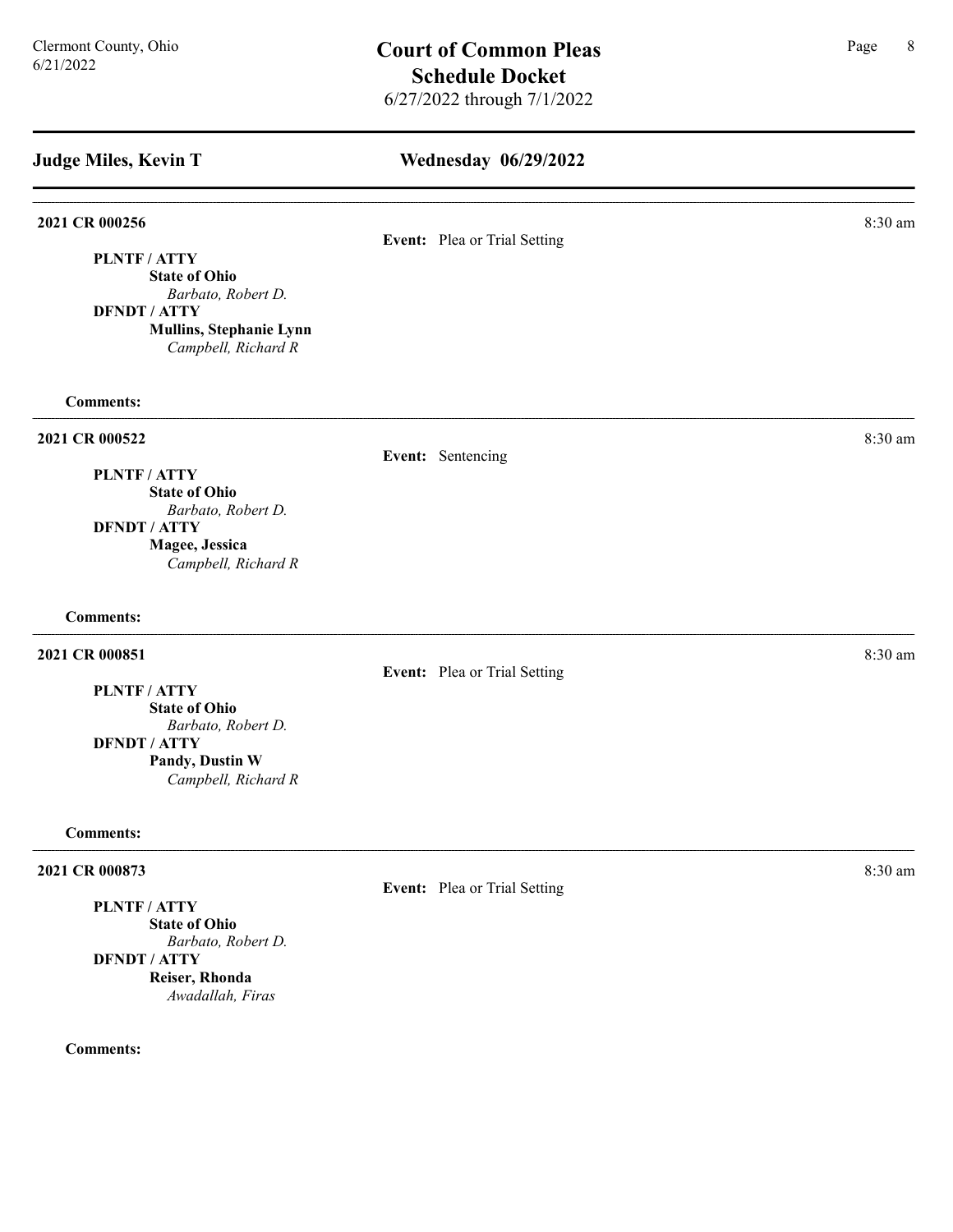## Judge Miles, Kevin T

## Wednesday 06/29/2022

---

**2021 CR 000256** — 8:30 am

**Event:** Plea or Trial Setting

**PLNTF / ATTY**
**State of Ohio**
*Barbato, Robert D.*
**DFNDT / ATTY**
**Mullins, Stephanie Lynn**
*Campbell, Richard R*

**Comments:**

---

**2021 CR 000522** — 8:30 am

**Event:** Sentencing

**PLNTF / ATTY**
**State of Ohio**
*Barbato, Robert D.*
**DFNDT / ATTY**
**Magee, Jessica**
*Campbell, Richard R*

**Comments:**

---

**2021 CR 000851** — 8:30 am

**Event:** Plea or Trial Setting

**PLNTF / ATTY**
**State of Ohio**
*Barbato, Robert D.*
**DFNDT / ATTY**
**Pandy, Dustin W**
*Campbell, Richard R*

**Comments:**

---

**2021 CR 000873** — 8:30 am

**Event:** Plea or Trial Setting

**PLNTF / ATTY**
**State of Ohio**
*Barbato, Robert D.*
**DFNDT / ATTY**
**Reiser, Rhonda**
*Awadallah, Firas*

**Comments:**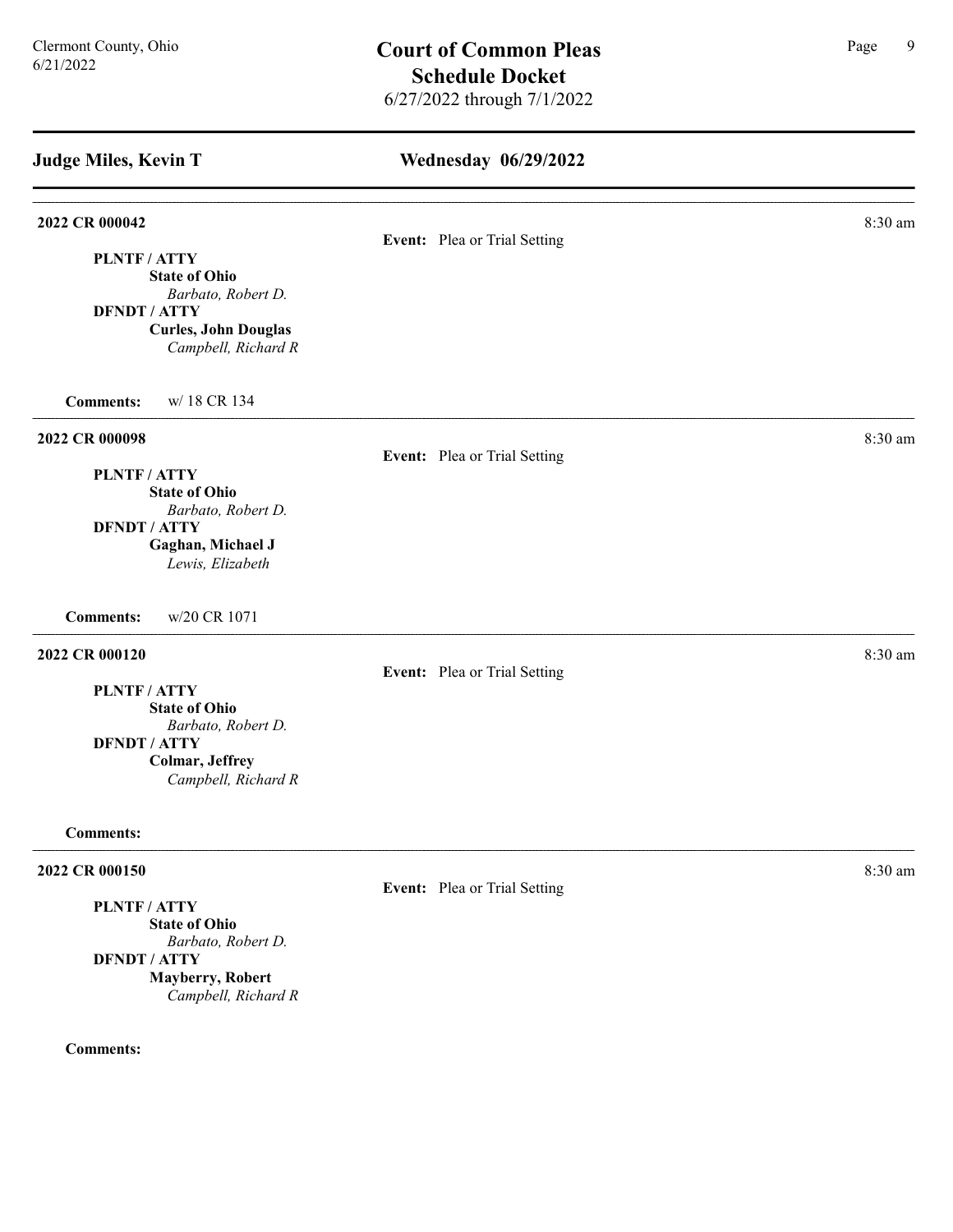# Court of Common Pleas
## Schedule Docket
6/27/2022 through 7/1/2022

Clermont County, Ohio
6/21/2022

### Judge Miles, Kevin T — Wednesday 06/29/2022

---

**2022 CR 000042** — 8:30 am

**Event:** Plea or Trial Setting

**PLNTF / ATTY**
**State of Ohio**
*Barbato, Robert D.*

**DFNDT / ATTY**
**Curles, John Douglas**
*Campbell, Richard R*

**Comments:** w/ 18 CR 134

---

**2022 CR 000098** — 8:30 am

**Event:** Plea or Trial Setting

**PLNTF / ATTY**
**State of Ohio**
*Barbato, Robert D.*

**DFNDT / ATTY**
**Gaghan, Michael J**
*Lewis, Elizabeth*

**Comments:** w/20 CR 1071

---

**2022 CR 000120** — 8:30 am

**Event:** Plea or Trial Setting

**PLNTF / ATTY**
**State of Ohio**
*Barbato, Robert D.*

**DFNDT / ATTY**
**Colmar, Jeffrey**
*Campbell, Richard R*

**Comments:**

---

**2022 CR 000150** — 8:30 am

**Event:** Plea or Trial Setting

**PLNTF / ATTY**
**State of Ohio**
*Barbato, Robert D.*

**DFNDT / ATTY**
**Mayberry, Robert**
*Campbell, Richard R*

**Comments:**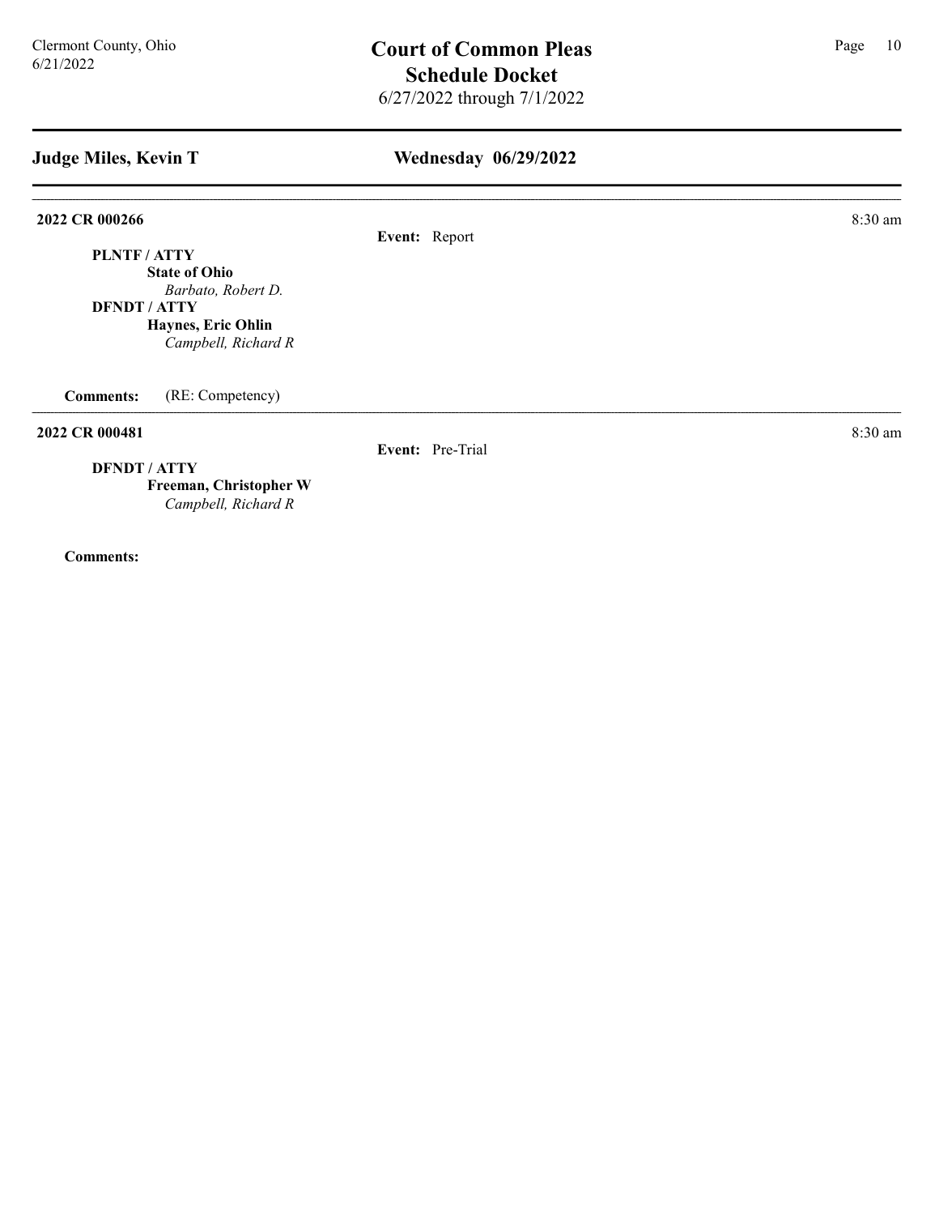# Court of Common Pleas
## Schedule Docket
6/27/2022 through 7/1/2022

Clermont County, Ohio
6/21/2022

## Judge Miles, Kevin T — Wednesday 06/29/2022

---

**2022 CR 000266** — 8:30 am

**Event:** Report

**PLNTF / ATTY**
- **State of Ohio**
  - *Barbato, Robert D.*

**DFNDT / ATTY**
- **Haynes, Eric Ohlin**
  - *Campbell, Richard R*

**Comments:** (RE: Competency)

---

**2022 CR 000481** — 8:30 am

**Event:** Pre-Trial

**DFNDT / ATTY**
- **Freeman, Christopher W**
  - *Campbell, Richard R*

**Comments:**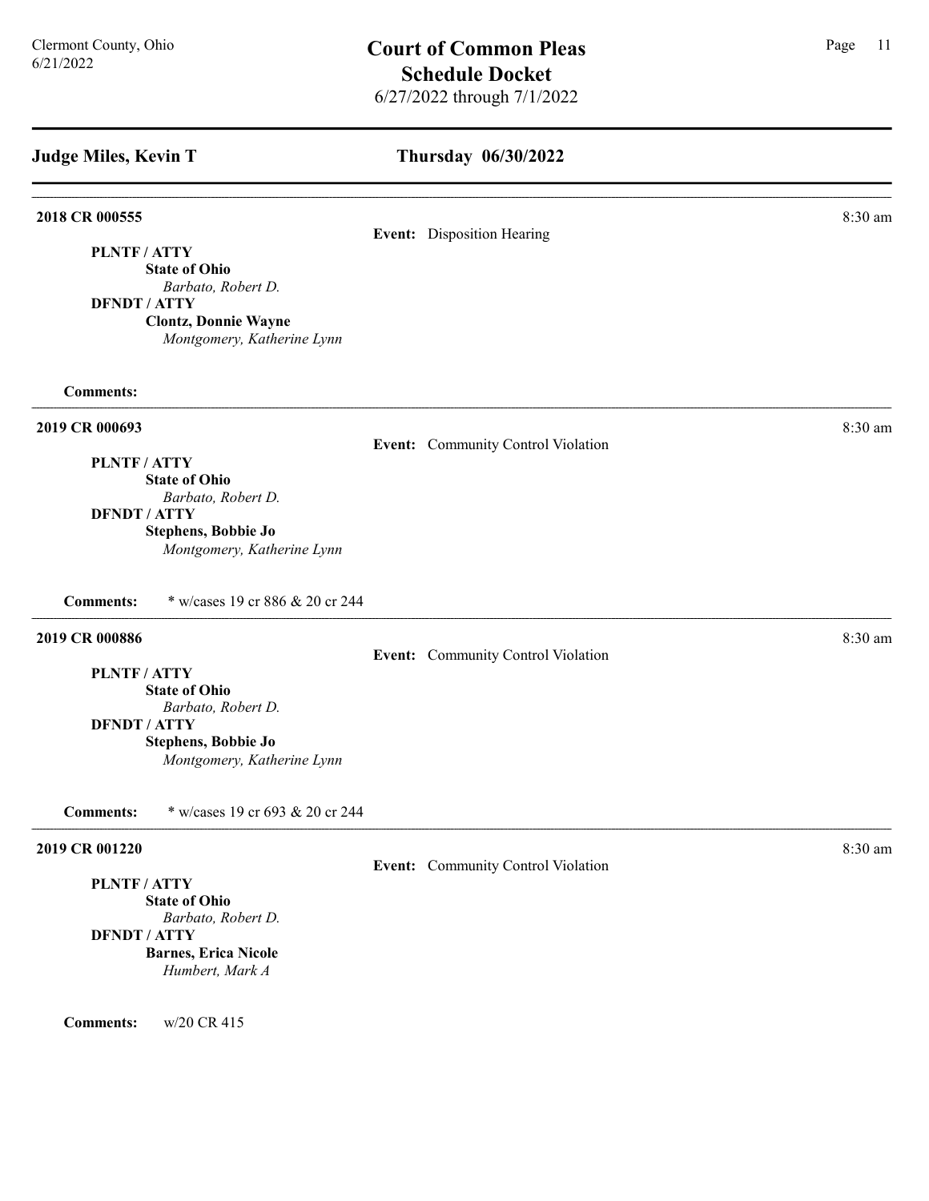## Judge Miles, Kevin T

## Thursday 06/30/2022

---

**2018 CR 000555** — 8:30 am

**Event:** Disposition Hearing

**PLNTF / ATTY**
**State of Ohio**
*Barbato, Robert D.*
**DFNDT / ATTY**
**Clontz, Donnie Wayne**
*Montgomery, Katherine Lynn*

**Comments:**

---

**2019 CR 000693** — 8:30 am

**Event:** Community Control Violation

**PLNTF / ATTY**
**State of Ohio**
*Barbato, Robert D.*
**DFNDT / ATTY**
**Stephens, Bobbie Jo**
*Montgomery, Katherine Lynn*

**Comments:** * w/cases 19 cr 886 & 20 cr 244

---

**2019 CR 000886** — 8:30 am

**Event:** Community Control Violation

**PLNTF / ATTY**
**State of Ohio**
*Barbato, Robert D.*
**DFNDT / ATTY**
**Stephens, Bobbie Jo**
*Montgomery, Katherine Lynn*

**Comments:** * w/cases 19 cr 693 & 20 cr 244

---

**2019 CR 001220** — 8:30 am

**Event:** Community Control Violation

**PLNTF / ATTY**
**State of Ohio**
*Barbato, Robert D.*
**DFNDT / ATTY**
**Barnes, Erica Nicole**
*Humbert, Mark A*

**Comments:** w/20 CR 415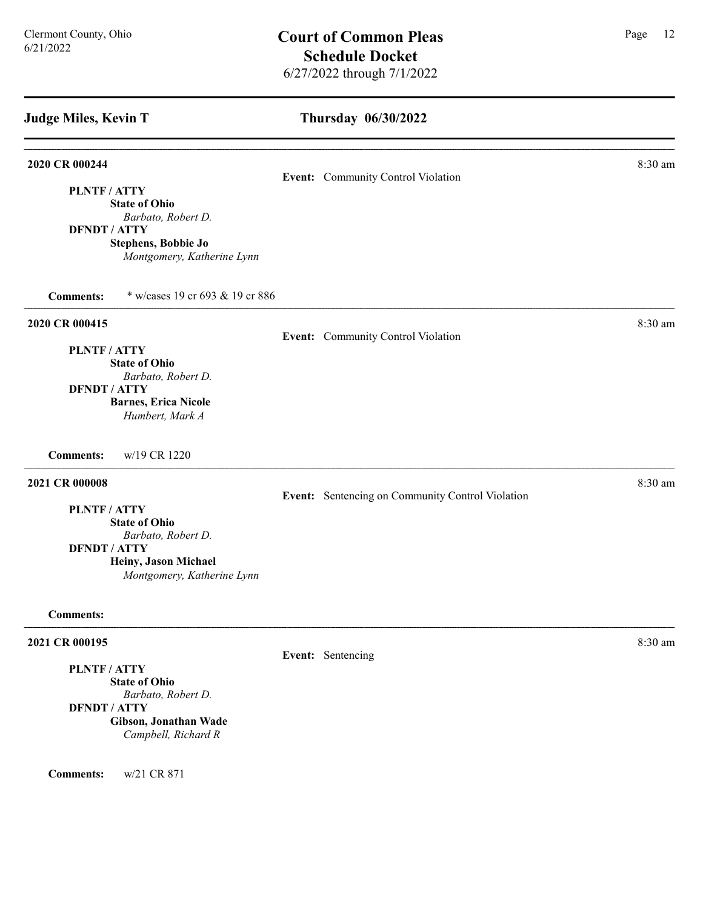## Judge Miles, Kevin T

## Thursday 06/30/2022

**2020 CR 000244** — 8:30 am

**Event:** Community Control Violation

**PLNTF / ATTY**
**State of Ohio**
*Barbato, Robert D.*
**DFNDT / ATTY**
**Stephens, Bobbie Jo**
*Montgomery, Katherine Lynn*

**Comments:** * w/cases 19 cr 693 & 19 cr 886

---

**2020 CR 000415** — 8:30 am

**Event:** Community Control Violation

**PLNTF / ATTY**
**State of Ohio**
*Barbato, Robert D.*
**DFNDT / ATTY**
**Barnes, Erica Nicole**
*Humbert, Mark A*

**Comments:** w/19 CR 1220

---

**2021 CR 000008** — 8:30 am

**Event:** Sentencing on Community Control Violation

**PLNTF / ATTY**
**State of Ohio**
*Barbato, Robert D.*
**DFNDT / ATTY**
**Heiny, Jason Michael**
*Montgomery, Katherine Lynn*

**Comments:**

---

**2021 CR 000195** — 8:30 am

**Event:** Sentencing

**PLNTF / ATTY**
**State of Ohio**
*Barbato, Robert D.*
**DFNDT / ATTY**
**Gibson, Jonathan Wade**
*Campbell, Richard R*

**Comments:** w/21 CR 871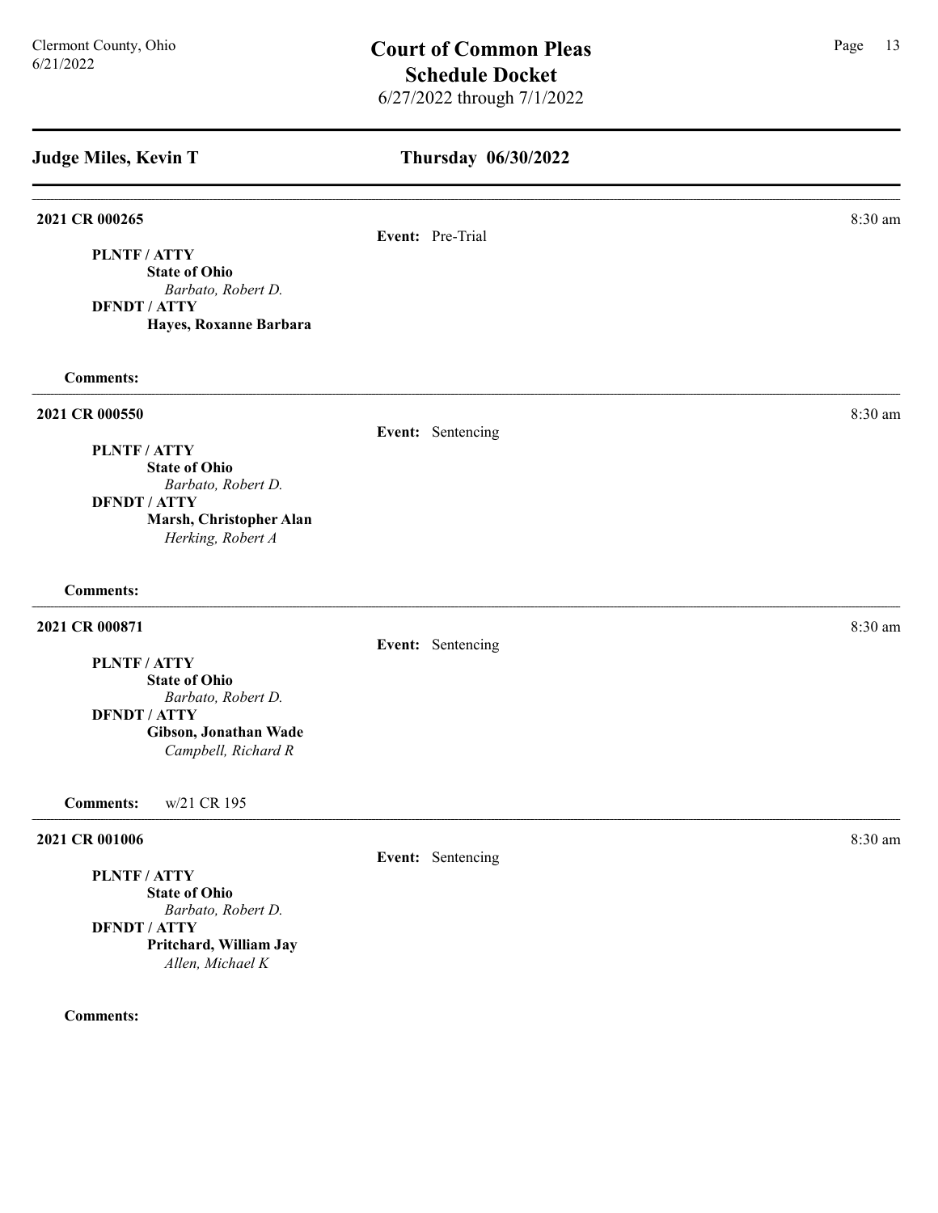## Judge Miles, Kevin T

## Thursday 06/30/2022

---

**2021 CR 000265** — 8:30 am

**Event:** Pre-Trial

**PLNTF / ATTY**
**State of Ohio**
*Barbato, Robert D.*
**DFNDT / ATTY**
**Hayes, Roxanne Barbara**

**Comments:**

---

**2021 CR 000550** — 8:30 am

**Event:** Sentencing

**PLNTF / ATTY**
**State of Ohio**
*Barbato, Robert D.*
**DFNDT / ATTY**
**Marsh, Christopher Alan**
*Herking, Robert A*

**Comments:**

---

**2021 CR 000871** — 8:30 am

**Event:** Sentencing

**PLNTF / ATTY**
**State of Ohio**
*Barbato, Robert D.*
**DFNDT / ATTY**
**Gibson, Jonathan Wade**
*Campbell, Richard R*

**Comments:** w/21 CR 195

---

**2021 CR 001006** — 8:30 am

**Event:** Sentencing

**PLNTF / ATTY**
**State of Ohio**
*Barbato, Robert D.*
**DFNDT / ATTY**
**Pritchard, William Jay**
*Allen, Michael K*

**Comments:**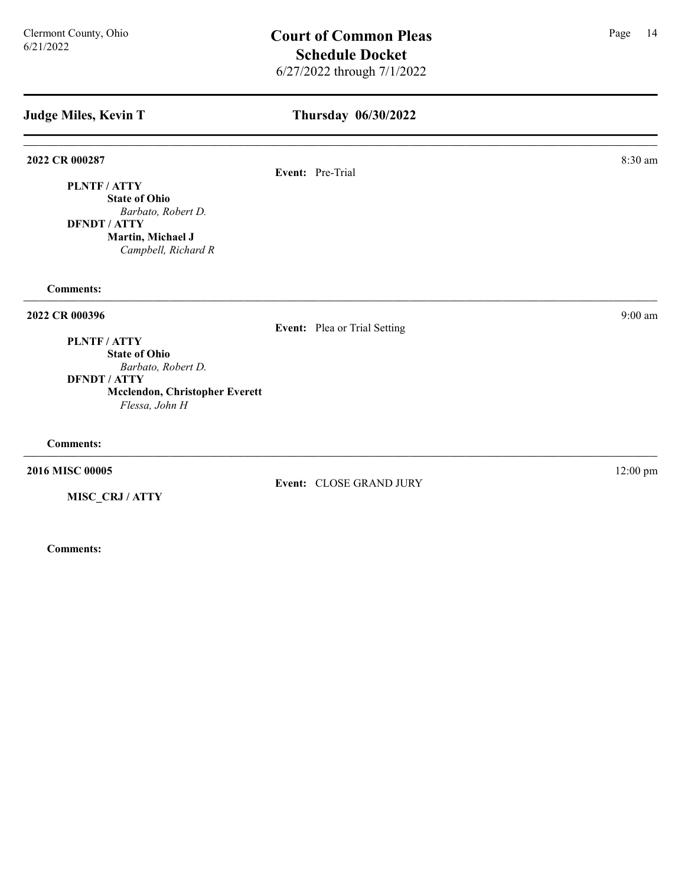## Judge Miles, Kevin T

## Thursday 06/30/2022

---

**2022 CR 000287**

8:30 am

**Event:** Pre-Trial

**PLNTF / ATTY**
**State of Ohio**
*Barbato, Robert D.*
**DFNDT / ATTY**
**Martin, Michael J**
*Campbell, Richard R*

**Comments:**

---

**2022 CR 000396**

9:00 am

**Event:** Plea or Trial Setting

**PLNTF / ATTY**
**State of Ohio**
*Barbato, Robert D.*
**DFNDT / ATTY**
**Mcclendon, Christopher Everett**
*Flessa, John H*

**Comments:**

---

**2016 MISC 00005**

12:00 pm

**Event:** CLOSE GRAND JURY

**MISC_CRJ / ATTY**

**Comments:**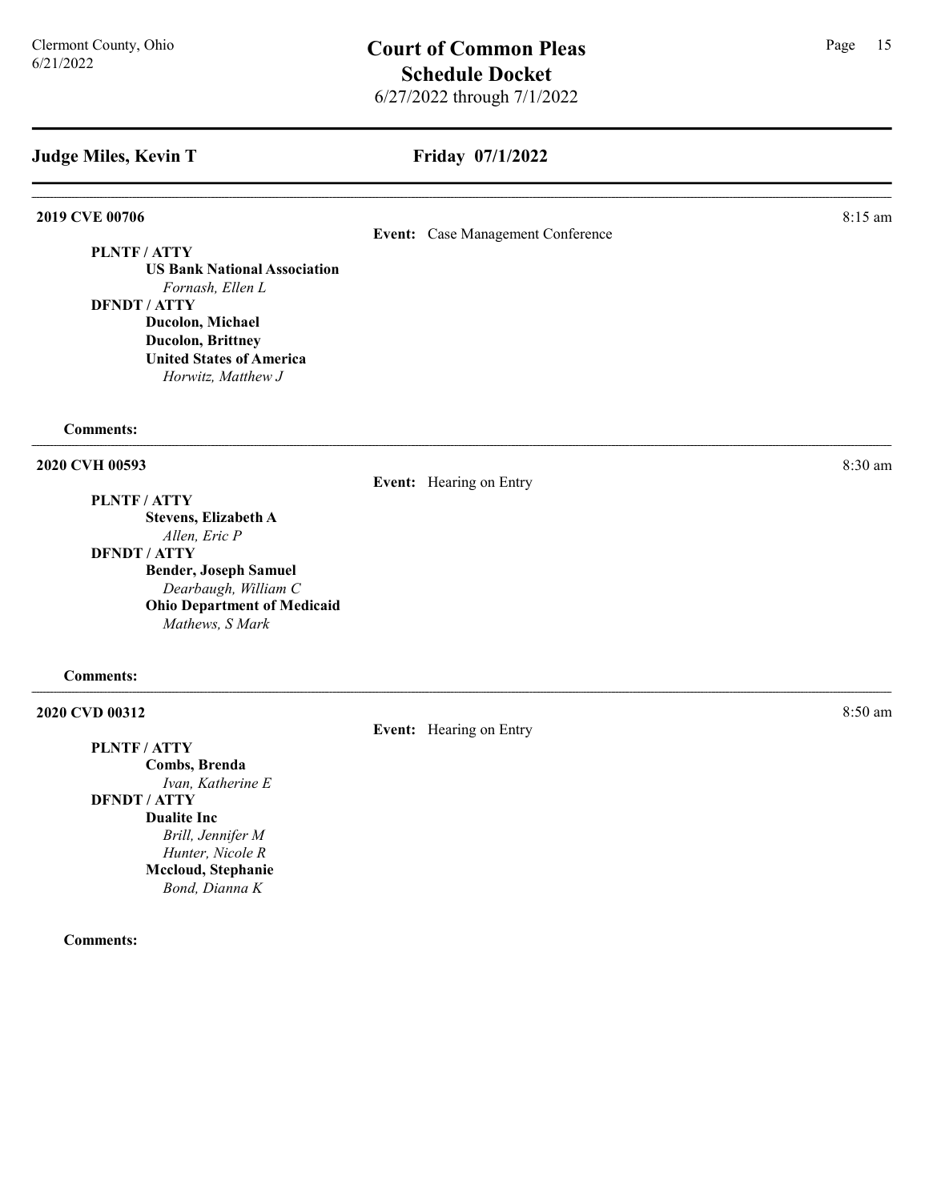## Judge Miles, Kevin T

## Friday 07/1/2022

**2019 CVE 00706** — 8:15 am

**Event:** Case Management Conference

**PLNTF / ATTY**
- **US Bank National Association**
  - *Fornash, Ellen L*

**DFNDT / ATTY**
- **Ducolon, Michael**
- **Ducolon, Brittney**
- **United States of America**
  - *Horwitz, Matthew J*

**Comments:**

---

**2020 CVH 00593** — 8:30 am

**Event:** Hearing on Entry

**PLNTF / ATTY**
- **Stevens, Elizabeth A**
  - *Allen, Eric P*

**DFNDT / ATTY**
- **Bender, Joseph Samuel**
  - *Dearbaugh, William C*
- **Ohio Department of Medicaid**
  - *Mathews, S Mark*

**Comments:**

---

**2020 CVD 00312** — 8:50 am

**Event:** Hearing on Entry

**PLNTF / ATTY**
- **Combs, Brenda**
  - *Ivan, Katherine E*

**DFNDT / ATTY**
- **Dualite Inc**
  - *Brill, Jennifer M*
  - *Hunter, Nicole R*
- **Mccloud, Stephanie**
  - *Bond, Dianna K*

**Comments:**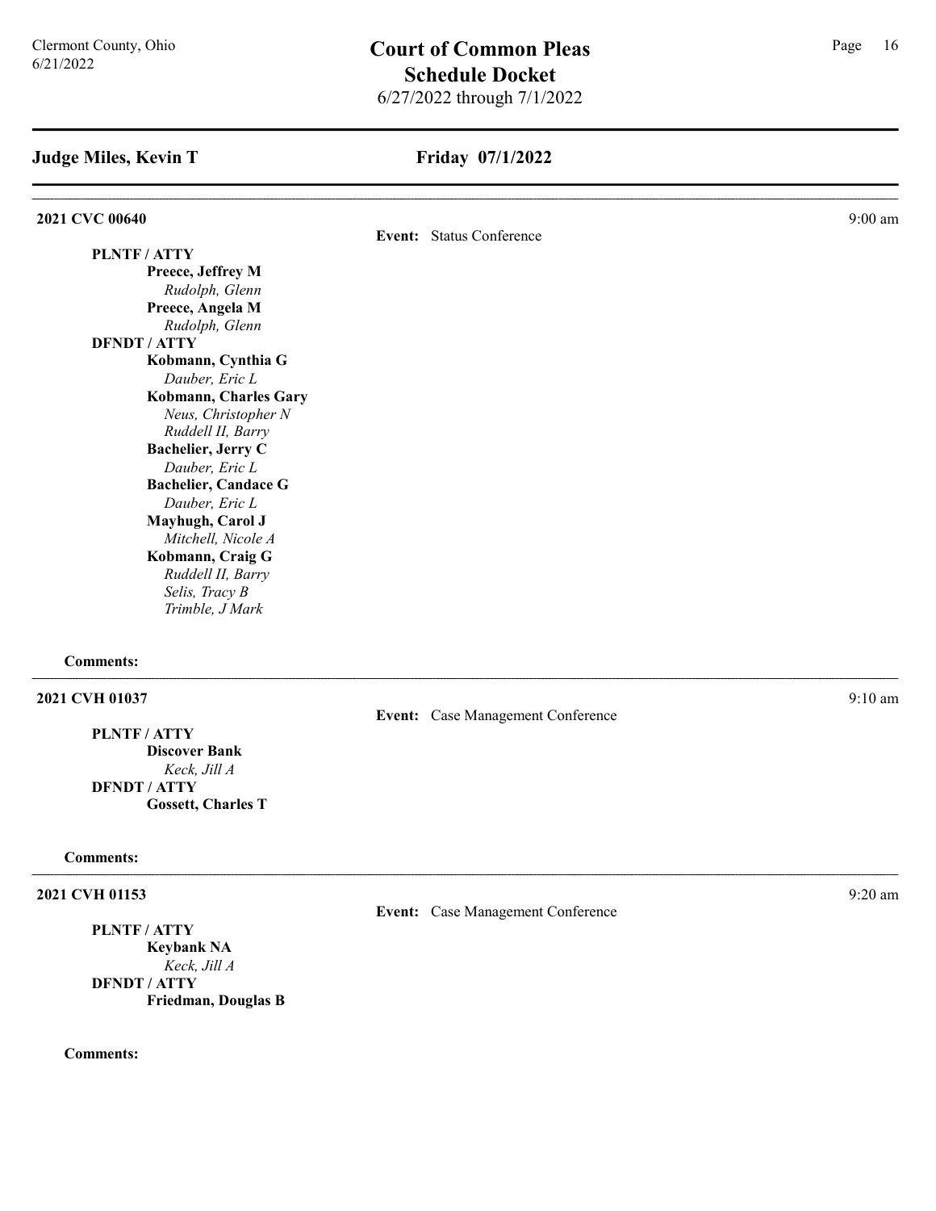# Court of Common Pleas
## Schedule Docket
6/27/2022 through 7/1/2022

Clermont County, Ohio
6/21/2022

## Judge Miles, Kevin T — Friday 07/1/2022

---

### 2021 CVC 00640 — 9:00 am

**Event:** Status Conference

**PLNTF / ATTY**
- **Preece, Jeffrey M**
  - *Rudolph, Glenn*
- **Preece, Angela M**
  - *Rudolph, Glenn*

**DFNDT / ATTY**
- **Kobmann, Cynthia G**
  - *Dauber, Eric L*
- **Kobmann, Charles Gary**
  - *Neus, Christopher N*
  - *Ruddell II, Barry*
- **Bachelier, Jerry C**
  - *Dauber, Eric L*
- **Bachelier, Candace G**
  - *Dauber, Eric L*
- **Mayhugh, Carol J**
  - *Mitchell, Nicole A*
- **Kobmann, Craig G**
  - *Ruddell II, Barry*
  - *Selis, Tracy B*
  - *Trimble, J Mark*

**Comments:**

---

### 2021 CVH 01037 — 9:10 am

**Event:** Case Management Conference

**PLNTF / ATTY**
- **Discover Bank**
  - *Keck, Jill A*

**DFNDT / ATTY**
- **Gossett, Charles T**

**Comments:**

---

### 2021 CVH 01153 — 9:20 am

**Event:** Case Management Conference

**PLNTF / ATTY**
- **Keybank NA**
  - *Keck, Jill A*

**DFNDT / ATTY**
- **Friedman, Douglas B**

**Comments:**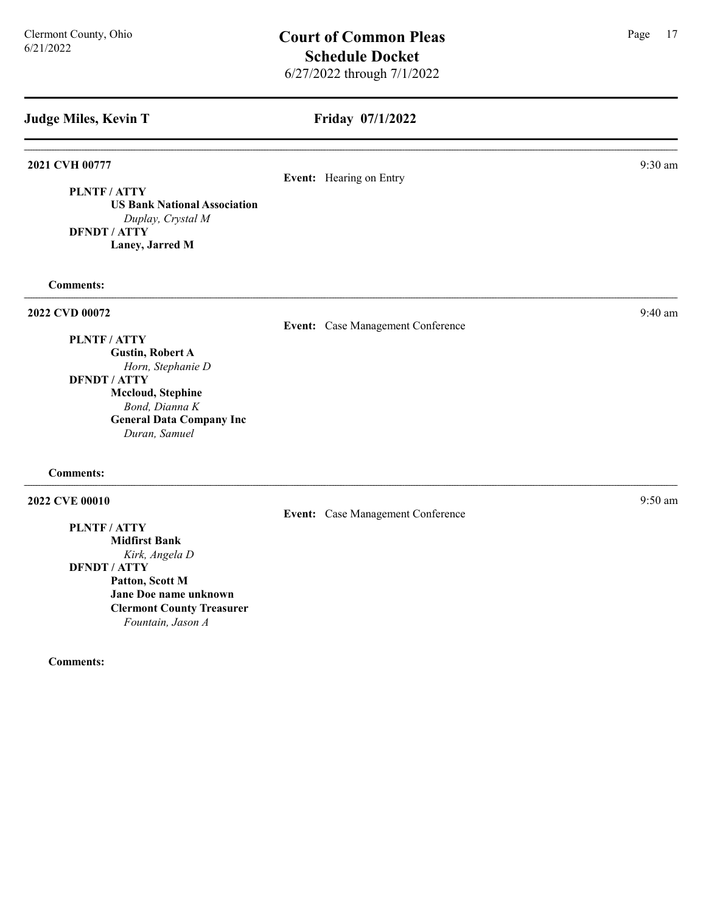## Judge Miles, Kevin T

## Friday 07/1/2022

**2021 CVH 00777** 9:30 am

**Event:** Hearing on Entry

**PLNTF / ATTY**

**US Bank National Association**

*Duplay, Crystal M*

**DFNDT / ATTY**

**Laney, Jarred M**

**Comments:**

---

**2022 CVD 00072** 9:40 am

**Event:** Case Management Conference

**PLNTF / ATTY**

**Gustin, Robert A**

*Horn, Stephanie D*

**DFNDT / ATTY**

**Mccloud, Stephine**

*Bond, Dianna K*

**General Data Company Inc**

*Duran, Samuel*

**Comments:**

---

**2022 CVE 00010** 9:50 am

**Event:** Case Management Conference

**PLNTF / ATTY**

**Midfirst Bank**

*Kirk, Angela D*

**DFNDT / ATTY**

**Patton, Scott M**

**Jane Doe name unknown**

**Clermont County Treasurer**

*Fountain, Jason A*

**Comments:**